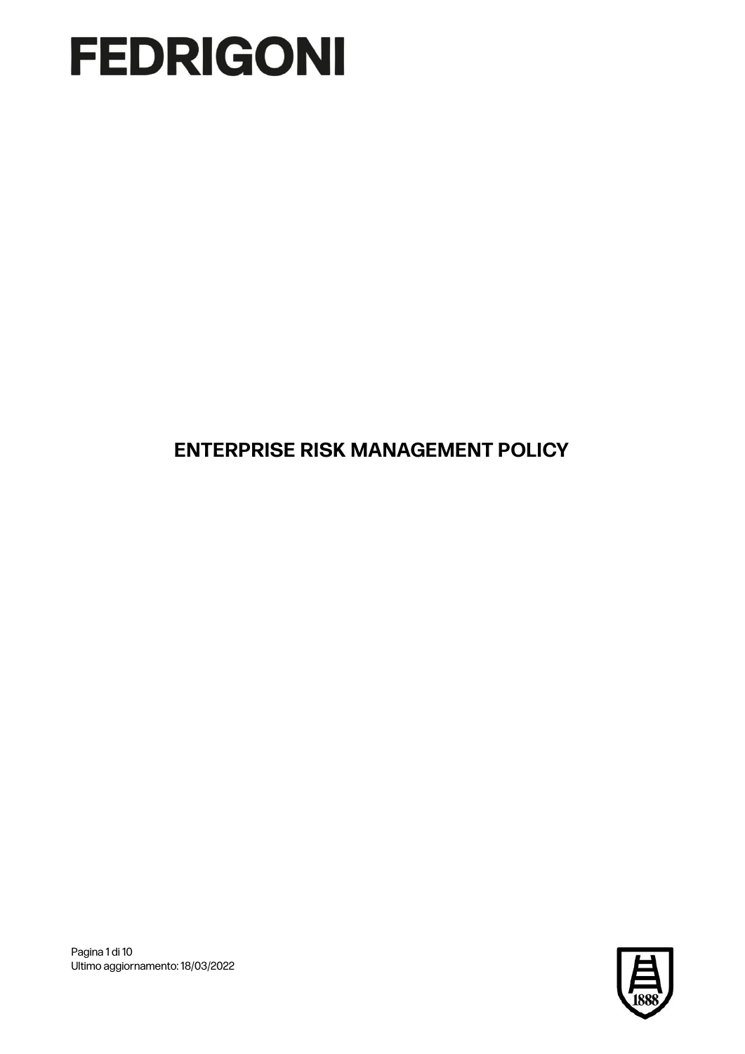# FEDRIGONI

## ENTERPRISE RISK MANAGEMENT POLICY

Ultimo aggiornamento: 18/03/2022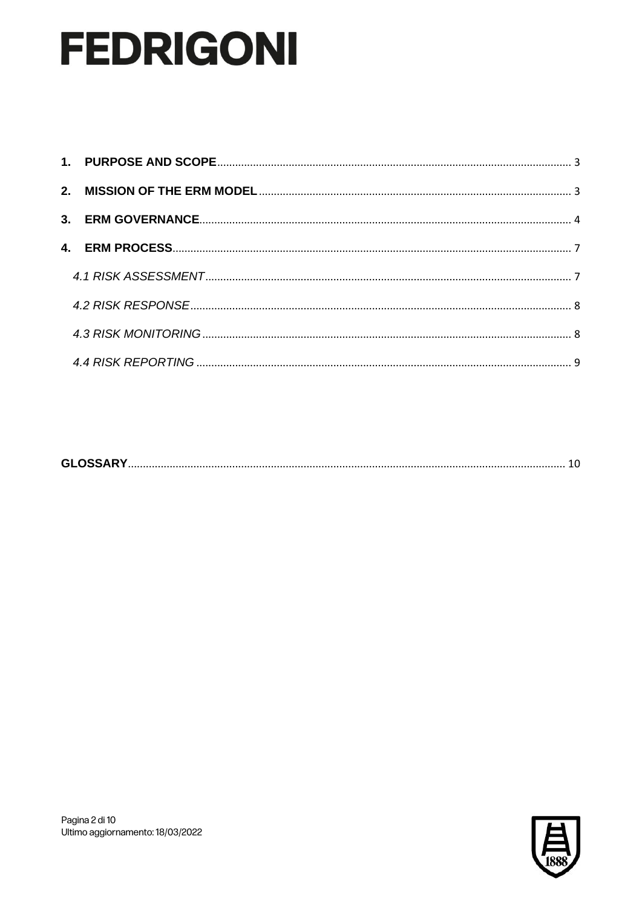# FEDRIGONI

1. **PURPOSE AND SCOPE** ..... 3
2. **MISSION OF THE ERM MODEL** ..... 3
3. **ERM GOVERNANCE** ..... 4
4. **ERM PROCESS** ..... 7
   - *4.1 RISK ASSESSMENT* ..... 7
   - *4.2 RISK RESPONSE* ..... 8
   - *4.3 RISK MONITORING* ..... 8
   - *4.4 RISK REPORTING* ..... 9

**GLOSSARY** ..... 10

Ultimo aggiornamento: 18/03/2022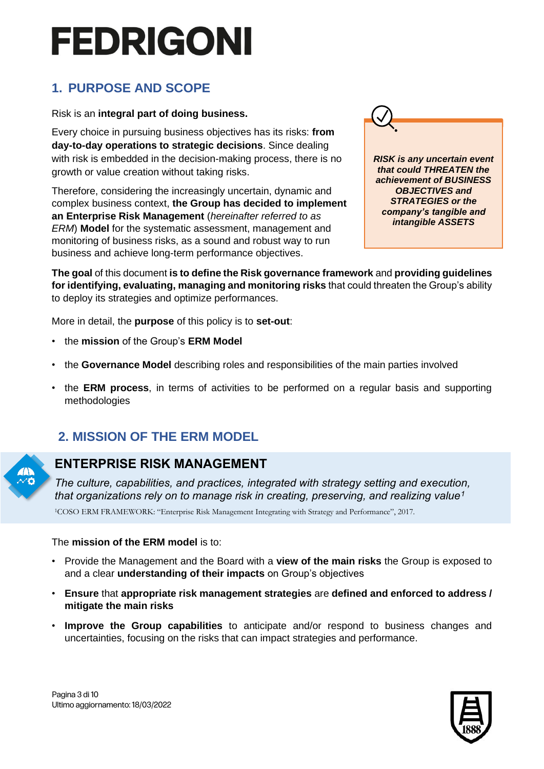## 1. PURPOSE AND SCOPE

Risk is an **integral part of doing business.**

Every choice in pursuing business objectives has its risks: **from day-to-day operations to strategic decisions**. Since dealing with risk is embedded in the decision-making process, there is no growth or value creation without taking risks.

Therefore, considering the increasingly uncertain, dynamic and complex business context, **the Group has decided to implement an Enterprise Risk Management** (*hereinafter referred to as ERM*) **Model** for the systematic assessment, management and monitoring of business risks, as a sound and robust way to run business and achieve long-term performance objectives.

> ***RISK is any uncertain event that could THREATEN the achievement of BUSINESS OBJECTIVES and STRATEGIES or the company's tangible and intangible ASSETS***

**The goal** of this document **is to define the Risk governance framework** and **providing guidelines for identifying, evaluating, managing and monitoring risks** that could threaten the Group's ability to deploy its strategies and optimize performances.

More in detail, the **purpose** of this policy is to **set-out**:

- the **mission** of the Group's **ERM Model**
- the **Governance Model** describing roles and responsibilities of the main parties involved
- the **ERM process**, in terms of activities to be performed on a regular basis and supporting methodologies

## 2. MISSION OF THE ERM MODEL

### ENTERPRISE RISK MANAGEMENT

*The culture, capabilities, and practices, integrated with strategy setting and execution, that organizations rely on to manage risk in creating, preserving, and realizing value*[1]

[1]COSO ERM FRAMEWORK: "Enterprise Risk Management Integrating with Strategy and Performance", 2017.

The **mission of the ERM model** is to:

- Provide the Management and the Board with a **view of the main risks** the Group is exposed to and a clear **understanding of their impacts** on Group's objectives
- **Ensure** that **appropriate risk management strategies** are **defined and enforced to address / mitigate the main risks**
- **Improve the Group capabilities** to anticipate and/or respond to business changes and uncertainties, focusing on the risks that can impact strategies and performance.

Ultimo aggiornamento: 18/03/2022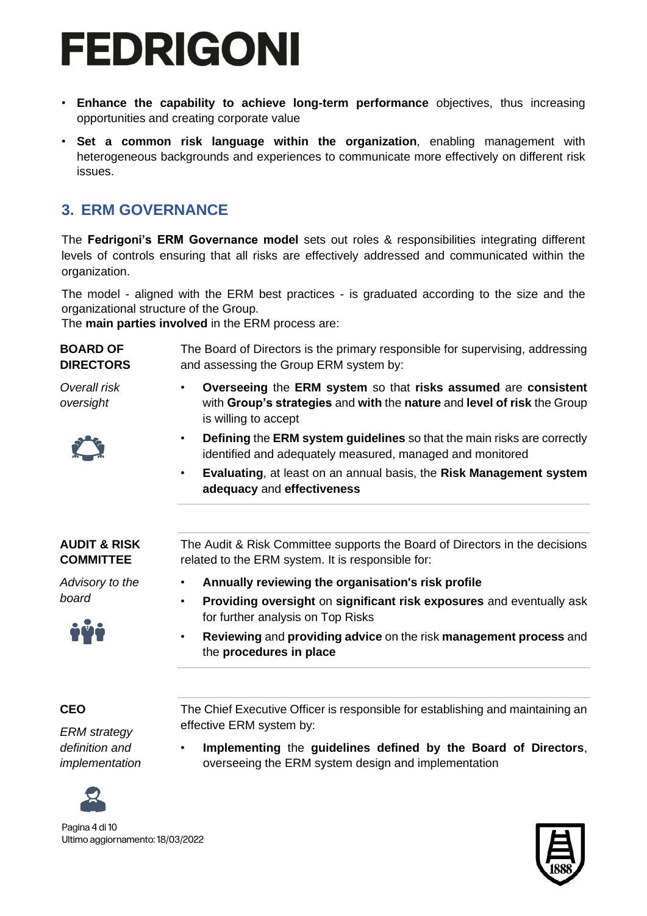- **Enhance the capability to achieve long-term performance** objectives, thus increasing opportunities and creating corporate value
- **Set a common risk language within the organization**, enabling management with heterogeneous backgrounds and experiences to communicate more effectively on different risk issues.

## 3. ERM GOVERNANCE

The **Fedrigoni's ERM Governance model** sets out roles & responsibilities integrating different levels of controls ensuring that all risks are effectively addressed and communicated within the organization.

The model - aligned with the ERM best practices - is graduated according to the size and the organizational structure of the Group.
The **main parties involved** in the ERM process are:

**BOARD OF DIRECTORS**

*Overall risk oversight*

The Board of Directors is the primary responsible for supervising, addressing and assessing the Group ERM system by:

- **Overseeing** the **ERM system** so that **risks assumed** are **consistent** with **Group's strategies** and **with** the **nature** and **level of risk** the Group is willing to accept
- **Defining** the **ERM system guidelines** so that the main risks are correctly identified and adequately measured, managed and monitored
- **Evaluating**, at least on an annual basis, the **Risk Management system adequacy** and **effectiveness**

**AUDIT & RISK COMMITTEE**

*Advisory to the board*

The Audit & Risk Committee supports the Board of Directors in the decisions related to the ERM system. It is responsible for:

- **Annually reviewing the organisation's risk profile**
- **Providing oversight** on **significant risk exposures** and eventually ask for further analysis on Top Risks
- **Reviewing** and **providing advice** on the risk **management process** and the **procedures in place**

**CEO**

*ERM strategy definition and implementation*

The Chief Executive Officer is responsible for establishing and maintaining an effective ERM system by:

- **Implementing** the **guidelines defined by the Board of Directors**, overseeing the ERM system design and implementation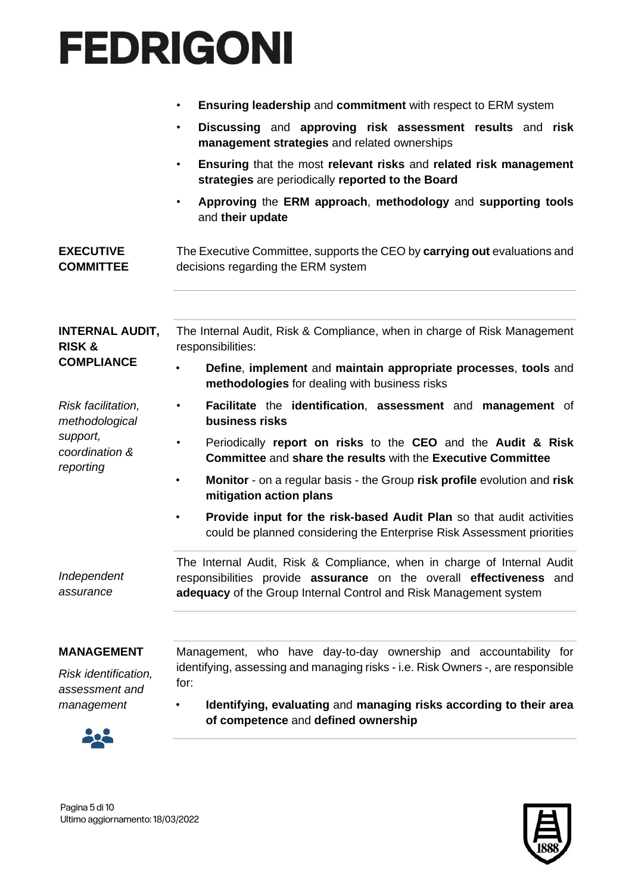- **Ensuring leadership** and **commitment** with respect to ERM system
- **Discussing** and **approving risk assessment results** and **risk management strategies** and related ownerships
- **Ensuring** that the most **relevant risks** and **related risk management strategies** are periodically **reported to the Board**
- **Approving** the **ERM approach**, **methodology** and **supporting tools** and **their update**

**EXECUTIVE COMMITTEE**

The Executive Committee, supports the CEO by **carrying out** evaluations and decisions regarding the ERM system

---

**INTERNAL AUDIT, RISK & COMPLIANCE**

*Risk facilitation, methodological support, coordination & reporting*

The Internal Audit, Risk & Compliance, when in charge of Risk Management responsibilities:

- **Define**, **implement** and **maintain appropriate processes**, **tools** and **methodologies** for dealing with business risks
- **Facilitate** the **identification**, **assessment** and **management** of **business risks**
- Periodically **report on risks** to the **CEO** and the **Audit & Risk Committee** and **share the results** with the **Executive Committee**
- **Monitor** - on a regular basis - the Group **risk profile** evolution and **risk mitigation action plans**
- **Provide input for the risk-based Audit Plan** so that audit activities could be planned considering the Enterprise Risk Assessment priorities

*Independent assurance*

The Internal Audit, Risk & Compliance, when in charge of Internal Audit responsibilities provide **assurance** on the overall **effectiveness** and **adequacy** of the Group Internal Control and Risk Management system

---

**MANAGEMENT**

*Risk identification, assessment and management*

Management, who have day-to-day ownership and accountability for identifying, assessing and managing risks - i.e. Risk Owners -, are responsible for:

- **Identifying, evaluating** and **managing risks according to their area of competence** and **defined ownership**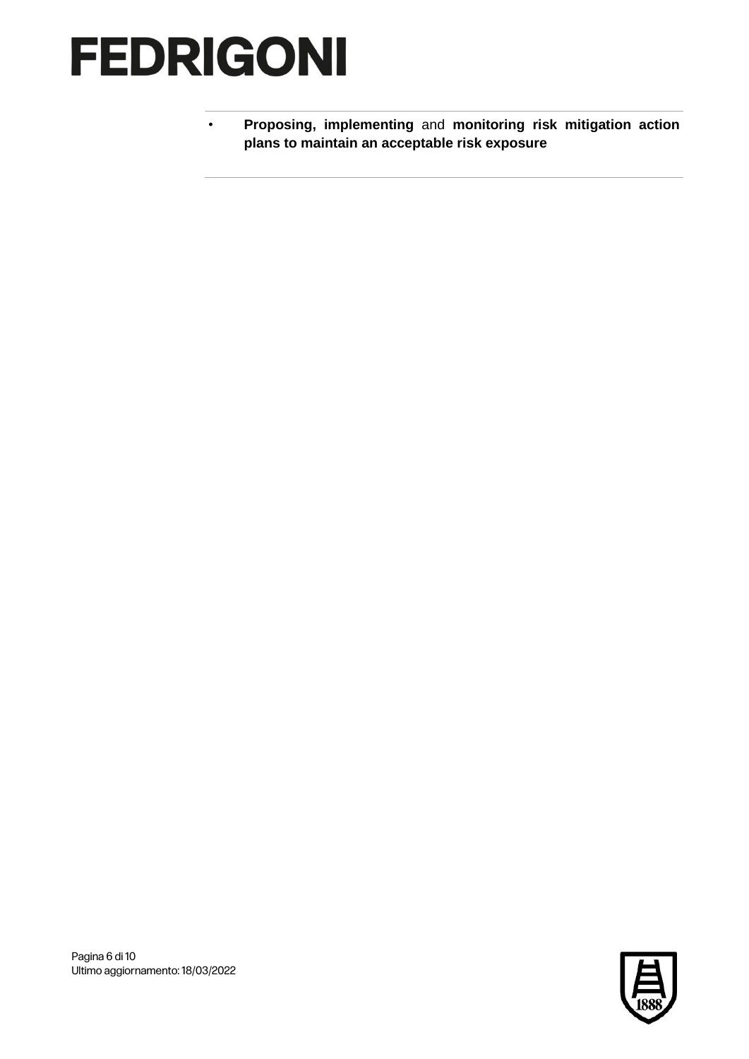- **Proposing, implementing** and **monitoring risk mitigation action plans to maintain an acceptable risk exposure**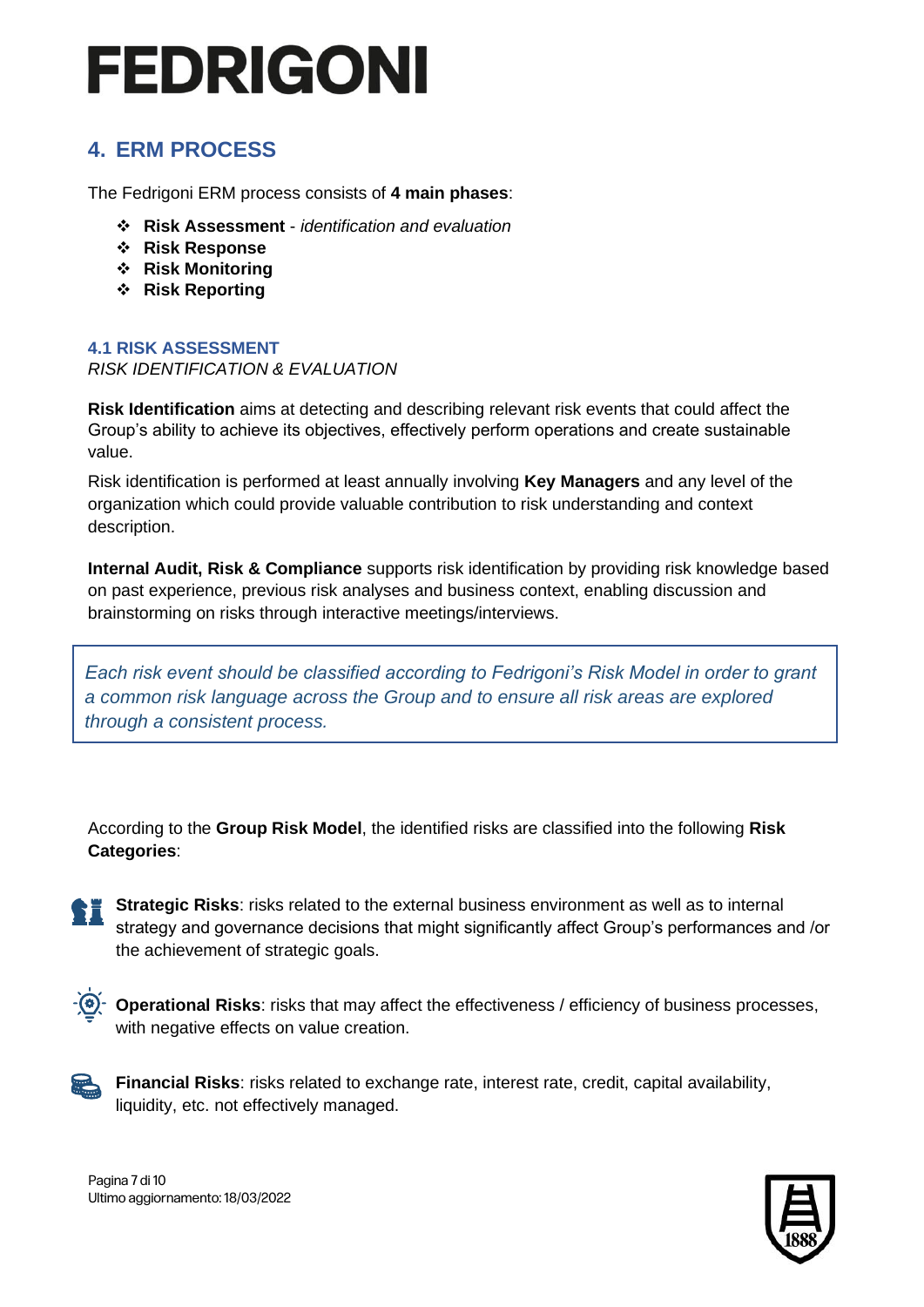## 4. ERM PROCESS

The Fedrigoni ERM process consists of **4 main phases**:

- **Risk Assessment** - *identification and evaluation*
- **Risk Response**
- **Risk Monitoring**
- **Risk Reporting**

### 4.1 RISK ASSESSMENT

*RISK IDENTIFICATION & EVALUATION*

**Risk Identification** aims at detecting and describing relevant risk events that could affect the Group's ability to achieve its objectives, effectively perform operations and create sustainable value.

Risk identification is performed at least annually involving **Key Managers** and any level of the organization which could provide valuable contribution to risk understanding and context description.

**Internal Audit, Risk & Compliance** supports risk identification by providing risk knowledge based on past experience, previous risk analyses and business context, enabling discussion and brainstorming on risks through interactive meetings/interviews.

> *Each risk event should be classified according to Fedrigoni's Risk Model in order to grant a common risk language across the Group and to ensure all risk areas are explored through a consistent process.*

According to the **Group Risk Model**, the identified risks are classified into the following **Risk Categories**:

**Strategic Risks**: risks related to the external business environment as well as to internal strategy and governance decisions that might significantly affect Group's performances and /or the achievement of strategic goals.

**Operational Risks**: risks that may affect the effectiveness / efficiency of business processes, with negative effects on value creation.

**Financial Risks**: risks related to exchange rate, interest rate, credit, capital availability, liquidity, etc. not effectively managed.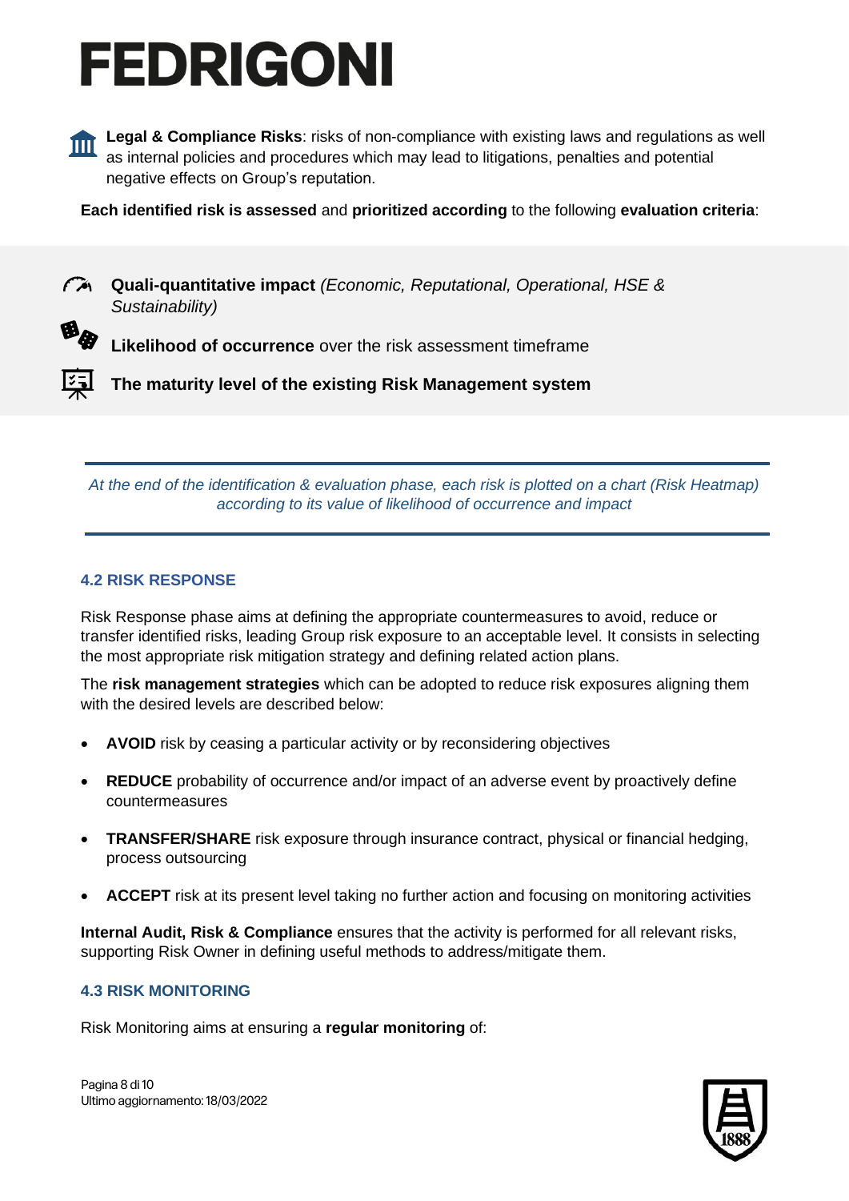**Legal & Compliance Risks**: risks of non-compliance with existing laws and regulations as well as internal policies and procedures which may lead to litigations, penalties and potential negative effects on Group's reputation.

**Each identified risk is assessed** and **prioritized according** to the following **evaluation criteria**:

- **Quali-quantitative impact** *(Economic, Reputational, Operational, HSE & Sustainability)*
- **Likelihood of occurrence** over the risk assessment timeframe
- **The maturity level of the existing Risk Management system**

*At the end of the identification & evaluation phase, each risk is plotted on a chart (Risk Heatmap) according to its value of likelihood of occurrence and impact*

### 4.2 RISK RESPONSE

Risk Response phase aims at defining the appropriate countermeasures to avoid, reduce or transfer identified risks, leading Group risk exposure to an acceptable level. It consists in selecting the most appropriate risk mitigation strategy and defining related action plans.

The **risk management strategies** which can be adopted to reduce risk exposures aligning them with the desired levels are described below:

- **AVOID** risk by ceasing a particular activity or by reconsidering objectives
- **REDUCE** probability of occurrence and/or impact of an adverse event by proactively define countermeasures
- **TRANSFER/SHARE** risk exposure through insurance contract, physical or financial hedging, process outsourcing
- **ACCEPT** risk at its present level taking no further action and focusing on monitoring activities

**Internal Audit, Risk & Compliance** ensures that the activity is performed for all relevant risks, supporting Risk Owner in defining useful methods to address/mitigate them.

### 4.3 RISK MONITORING

Risk Monitoring aims at ensuring a **regular monitoring** of: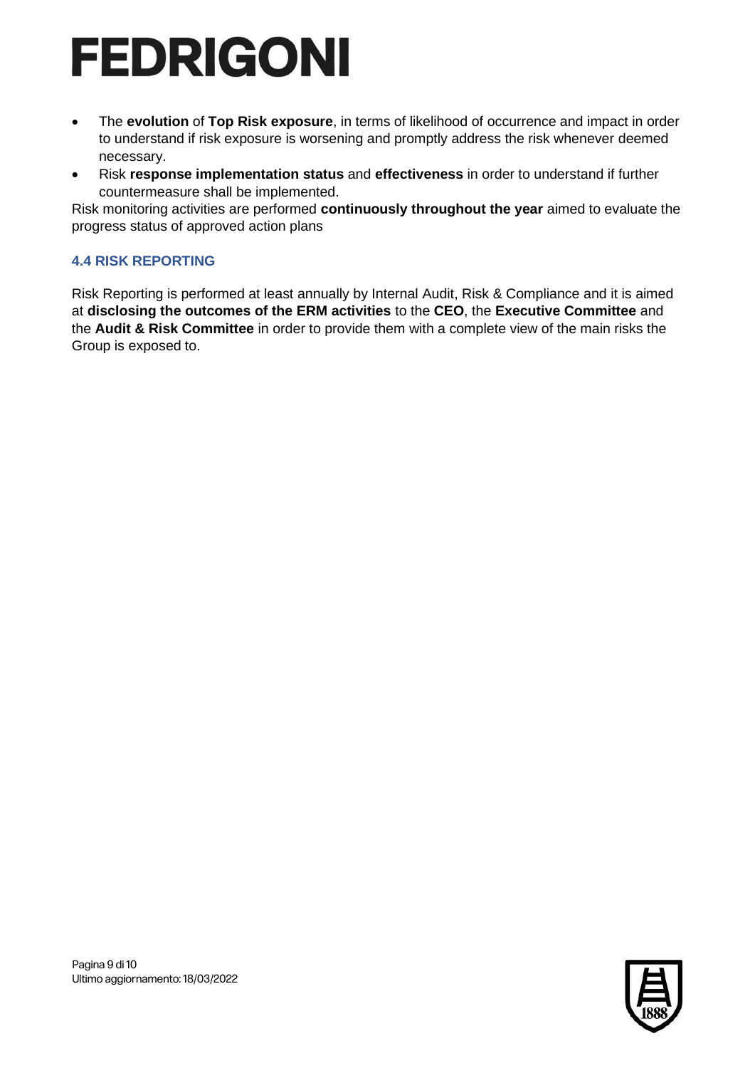- The **evolution** of **Top Risk exposure**, in terms of likelihood of occurrence and impact in order to understand if risk exposure is worsening and promptly address the risk whenever deemed necessary.
- Risk **response implementation status** and **effectiveness** in order to understand if further countermeasure shall be implemented.

Risk monitoring activities are performed **continuously throughout the year** aimed to evaluate the progress status of approved action plans

### 4.4 RISK REPORTING

Risk Reporting is performed at least annually by Internal Audit, Risk & Compliance and it is aimed at **disclosing the outcomes of the ERM activities** to the **CEO**, the **Executive Committee** and the **Audit & Risk Committee** in order to provide them with a complete view of the main risks the Group is exposed to.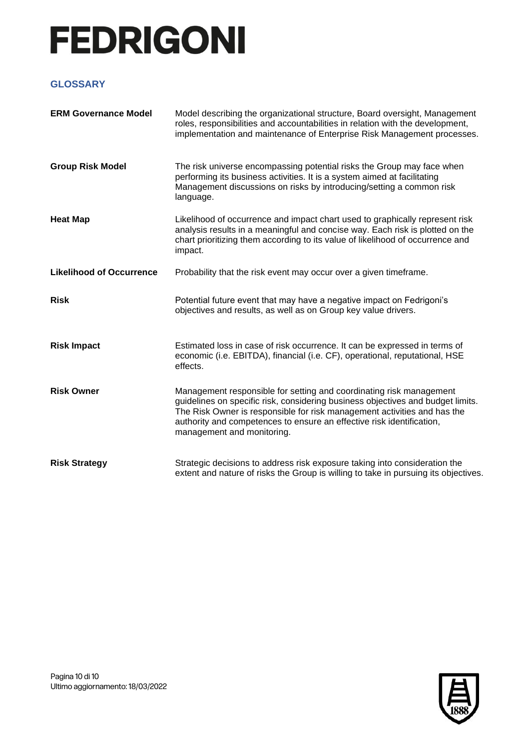## GLOSSARY

| | |
|---|---|
| **ERM Governance Model** | Model describing the organizational structure, Board oversight, Management roles, responsibilities and accountabilities in relation with the development, implementation and maintenance of Enterprise Risk Management processes. |
| **Group Risk Model** | The risk universe encompassing potential risks the Group may face when performing its business activities. It is a system aimed at facilitating Management discussions on risks by introducing/setting a common risk language. |
| **Heat Map** | Likelihood of occurrence and impact chart used to graphically represent risk analysis results in a meaningful and concise way. Each risk is plotted on the chart prioritizing them according to its value of likelihood of occurrence and impact. |
| **Likelihood of Occurrence** | Probability that the risk event may occur over a given timeframe. |
| **Risk** | Potential future event that may have a negative impact on Fedrigoni's objectives and results, as well as on Group key value drivers. |
| **Risk Impact** | Estimated loss in case of risk occurrence. It can be expressed in terms of economic (i.e. EBITDA), financial (i.e. CF), operational, reputational, HSE effects. |
| **Risk Owner** | Management responsible for setting and coordinating risk management guidelines on specific risk, considering business objectives and budget limits. The Risk Owner is responsible for risk management activities and has the authority and competences to ensure an effective risk identification, management and monitoring. |
| **Risk Strategy** | Strategic decisions to address risk exposure taking into consideration the extent and nature of risks the Group is willing to take in pursuing its objectives. |

Ultimo aggiornamento: 18/03/2022